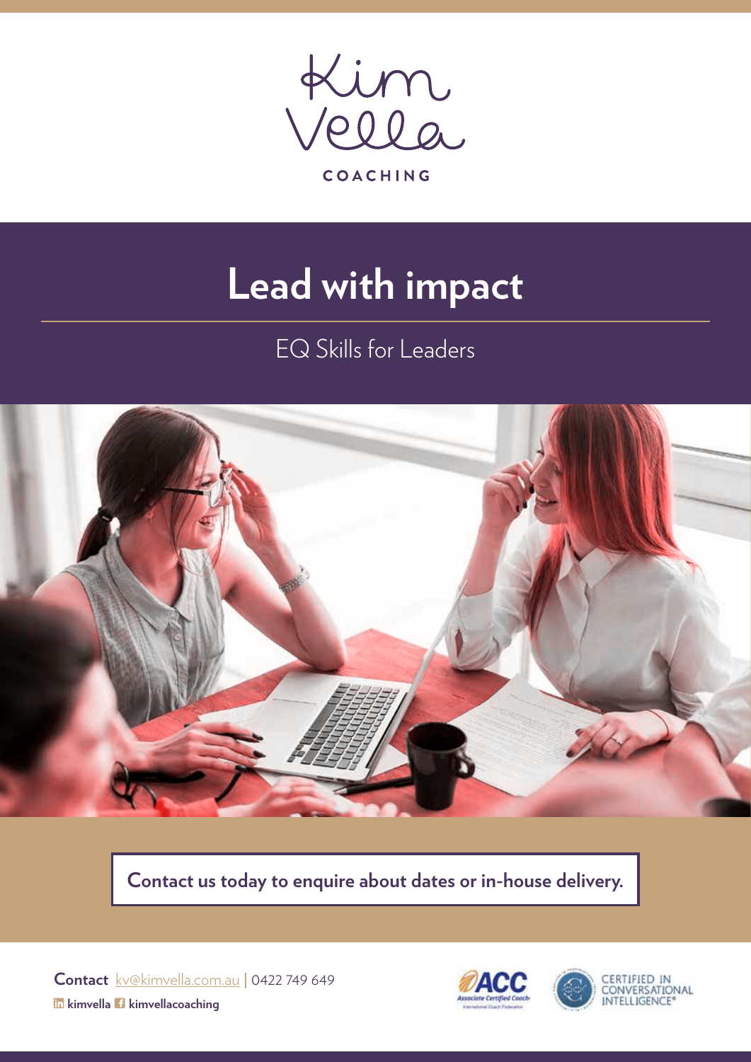Kim Vella

COACHING

# Lead with impact

## EQ Skills for Leaders

**Contact us today to enquire about dates or in-house delivery.**

**Contact** kv@kimvella.com.au | 0422 749 649

**kimvella** **kimvellacoaching**

ACC Associate Certified Coach International Coach Federation

CERTIFIED IN CONVERSATIONAL INTELLIGENCE®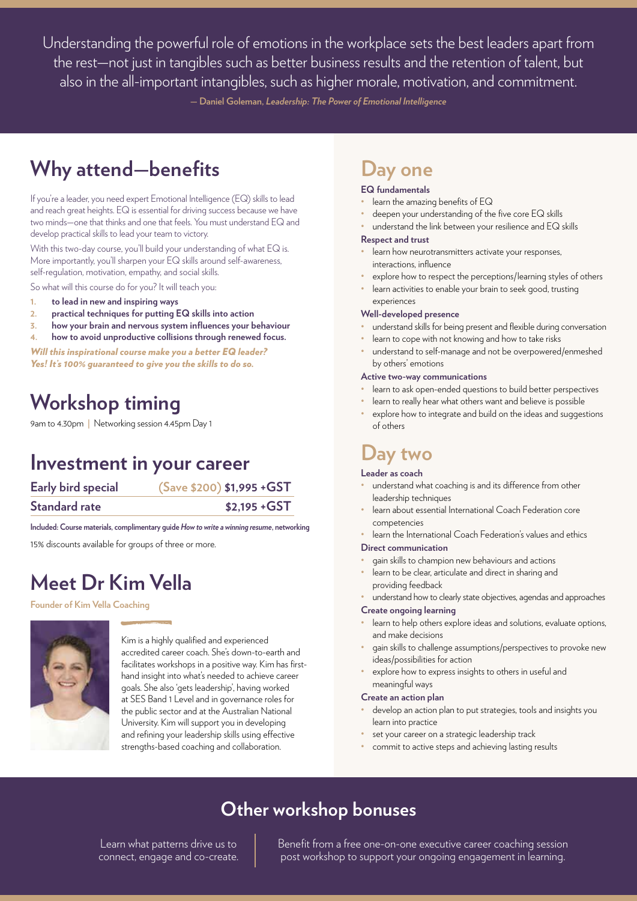Understanding the powerful role of emotions in the workplace sets the best leaders apart from the rest—not just in tangibles such as better business results and the retention of talent, but also in the all-important intangibles, such as higher morale, motivation, and commitment.

— **Daniel Goleman, *Leadership: The Power of Emotional Intelligence***

## Why attend—benefits

If you're a leader, you need expert Emotional Intelligence (EQ) skills to lead and reach great heights. EQ is essential for driving success because we have two minds—one that thinks and one that feels. You must understand EQ and develop practical skills to lead your team to victory.

With this two-day course, you'll build your understanding of what EQ is. More importantly, you'll sharpen your EQ skills around self-awareness, self-regulation, motivation, empathy, and social skills.

So what will this course do for you? It will teach you:

1. **to lead in new and inspiring ways**
2. **practical techniques for putting EQ skills into action**
3. **how your brain and nervous system influences your behaviour**
4. **how to avoid unproductive collisions through renewed focus.**

***Will this inspirational course make you a better EQ leader? Yes! It's 100% guaranteed to give you the skills to do so.***

## Workshop timing

9am to 4.30pm | Networking session 4.45pm Day 1

## Investment in your career

| | |
|---|---|
| **Early bird special** | (Save $200) **$1,995 +GST** |
| **Standard rate** | **$2,195 +GST** |

**Included: Course materials, complimentary guide *How to write a winning resume*, networking**

15% discounts available for groups of three or more.

## Meet Dr Kim Vella

**Founder of Kim Vella Coaching**

Kim is a highly qualified and experienced accredited career coach. She's down-to-earth and facilitates workshops in a positive way. Kim has first-hand insight into what's needed to achieve career goals. She also 'gets leadership', having worked at SES Band 1 Level and in governance roles for the public sector and at the Australian National University. Kim will support you in developing and refining your leadership skills using effective strengths-based coaching and collaboration.

## Day one

### EQ fundamentals

- learn the amazing benefits of EQ
- deepen your understanding of the five core EQ skills
- understand the link between your resilience and EQ skills

### Respect and trust

- learn how neurotransmitters activate your responses, interactions, influence
- explore how to respect the perceptions/learning styles of others
- learn activities to enable your brain to seek good, trusting experiences

### Well-developed presence

- understand skills for being present and flexible during conversation
- learn to cope with not knowing and how to take risks
- understand to self-manage and not be overpowered/enmeshed by others' emotions

### Active two-way communications

- learn to ask open-ended questions to build better perspectives
- learn to really hear what others want and believe is possible
- explore how to integrate and build on the ideas and suggestions of others

## Day two

### Leader as coach

- understand what coaching is and its difference from other leadership techniques
- learn about essential International Coach Federation core competencies
- learn the International Coach Federation's values and ethics

### Direct communication

- gain skills to champion new behaviours and actions
- learn to be clear, articulate and direct in sharing and providing feedback
- understand how to clearly state objectives, agendas and approaches

### Create ongoing learning

- learn to help others explore ideas and solutions, evaluate options, and make decisions
- gain skills to challenge assumptions/perspectives to provoke new ideas/possibilities for action
- explore how to express insights to others in useful and meaningful ways

### Create an action plan

- develop an action plan to put strategies, tools and insights you learn into practice
- set your career on a strategic leadership track
- commit to active steps and achieving lasting results

## Other workshop bonuses

Learn what patterns drive us to connect, engage and co-create.

Benefit from a free one-on-one executive career coaching session post workshop to support your ongoing engagement in learning.